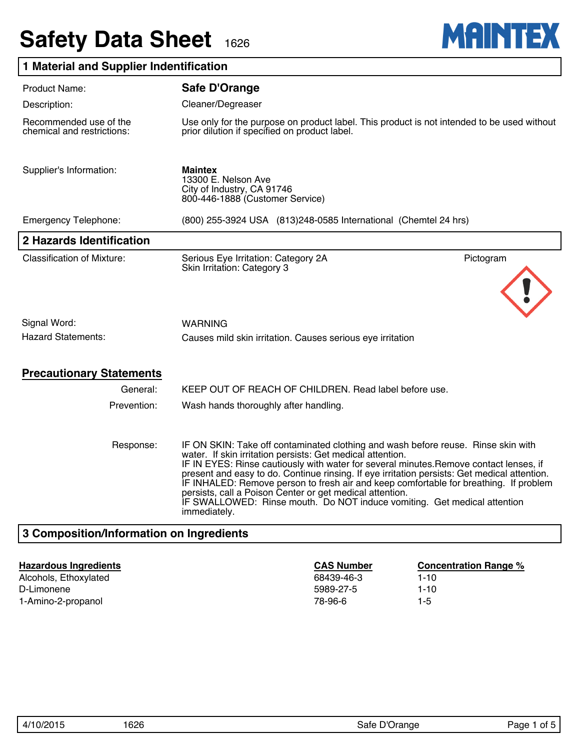# Safety Data Sheet 1626

MAINTEX

## 1 Material and Supplier Indentification

| | |
|---|---|
| Product Name: | **Safe D'Orange** |
| Description: | Cleaner/Degreaser |
| Recommended use of the chemical and restrictions: | Use only for the purpose on product label. This product is not intended to be used without prior dilution if specified on product label. |
| Supplier's Information: | **Maintex**<br>13300 E. Nelson Ave<br>City of Industry, CA 91746<br>800-446-1888 (Customer Service) |
| Emergency Telephone: | (800) 255-3924 USA (813)248-0585 International (Chemtel 24 hrs) |

## 2 Hazards Identification

Classification of Mixture: Serious Eye Irritation: Category 2A
Skin Irritation: Category 3

Pictogram

Signal Word: WARNING

Hazard Statements: Causes mild skin irritation. Causes serious eye irritation

### Precautionary Statements

**General:** KEEP OUT OF REACH OF CHILDREN. Read label before use.

**Prevention:** Wash hands thoroughly after handling.

**Response:** IF ON SKIN: Take off contaminated clothing and wash before reuse. Rinse skin with water. If skin irritation persists: Get medical attention.
IF IN EYES: Rinse cautiously with water for several minutes.Remove contact lenses, if present and easy to do. Continue rinsing. If eye irritation persists: Get medical attention.
IF INHALED: Remove person to fresh air and keep comfortable for breathing. If problem persists, call a Poison Center or get medical attention.
IF SWALLOWED: Rinse mouth. Do NOT induce vomiting. Get medical attention immediately.

## 3 Composition/Information on Ingredients

| Hazardous Ingredients | CAS Number | Concentration Range % |
|---|---|---|
| Alcohols, Ethoxylated | 68439-46-3 | 1-10 |
| D-Limonene | 5989-27-5 | 1-10 |
| 1-Amino-2-propanol | 78-96-6 | 1-5 |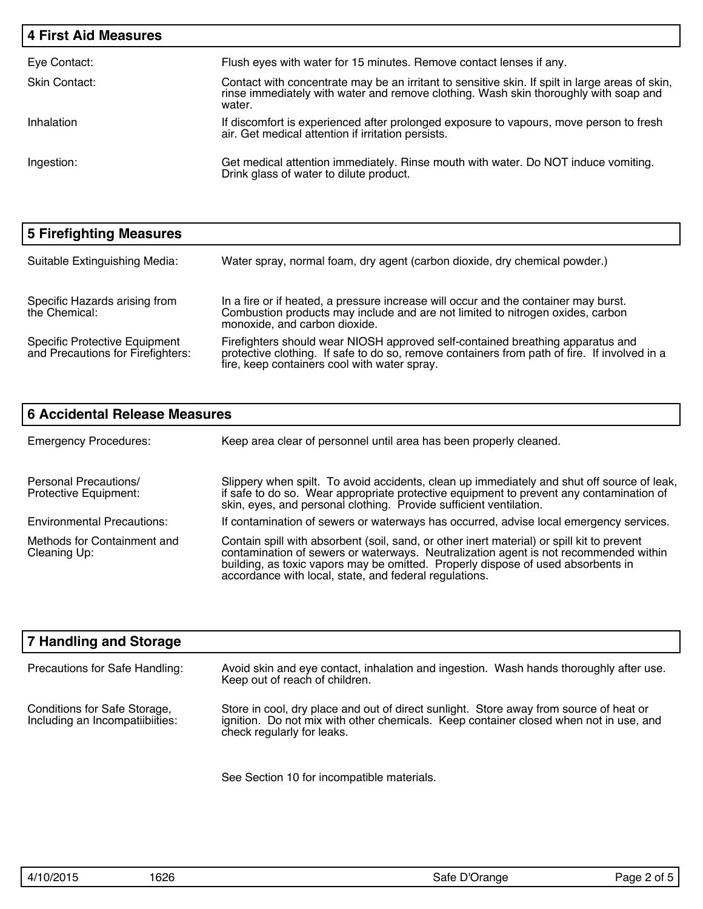## 4 First Aid Measures

| | |
|---|---|
| Eye Contact: | Flush eyes with water for 15 minutes. Remove contact lenses if any. |
| Skin Contact: | Contact with concentrate may be an irritant to sensitive skin. If spilt in large areas of skin, rinse immediately with water and remove clothing. Wash skin thoroughly with soap and water. |
| Inhalation | If discomfort is experienced after prolonged exposure to vapours, move person to fresh air. Get medical attention if irritation persists. |
| Ingestion: | Get medical attention immediately. Rinse mouth with water. Do NOT induce vomiting. Drink glass of water to dilute product. |

## 5 Firefighting Measures

| | |
|---|---|
| Suitable Extinguishing Media: | Water spray, normal foam, dry agent (carbon dioxide, dry chemical powder.) |
| Specific Hazards arising from the Chemical: | In a fire or if heated, a pressure increase will occur and the container may burst. Combustion products may include and are not limited to nitrogen oxides, carbon monoxide, and carbon dioxide. |
| Specific Protective Equipment and Precautions for Firefighters: | Firefighters should wear NIOSH approved self-contained breathing apparatus and protective clothing. If safe to do so, remove containers from path of fire. If involved in a fire, keep containers cool with water spray. |

## 6 Accidental Release Measures

| | |
|---|---|
| Emergency Procedures: | Keep area clear of personnel until area has been properly cleaned. |
| Personal Precautions/ Protective Equipment: | Slippery when spilt. To avoid accidents, clean up immediately and shut off source of leak, if safe to do so. Wear appropriate protective equipment to prevent any contamination of skin, eyes, and personal clothing. Provide sufficient ventilation. |
| Environmental Precautions: | If contamination of sewers or waterways has occurred, advise local emergency services. |
| Methods for Containment and Cleaning Up: | Contain spill with absorbent (soil, sand, or other inert material) or spill kit to prevent contamination of sewers or waterways. Neutralization agent is not recommended within building, as toxic vapors may be omitted. Properly dispose of used absorbents in accordance with local, state, and federal regulations. |

## 7 Handling and Storage

| | |
|---|---|
| Precautions for Safe Handling: | Avoid skin and eye contact, inhalation and ingestion. Wash hands thoroughly after use. Keep out of reach of children. |
| Conditions for Safe Storage, Including an Incompatiibiities: | Store in cool, dry place and out of direct sunlight. Store away from source of heat or ignition. Do not mix with other chemicals. Keep container closed when not in use, and check regularly for leaks. |
| | See Section 10 for incompatible materials. |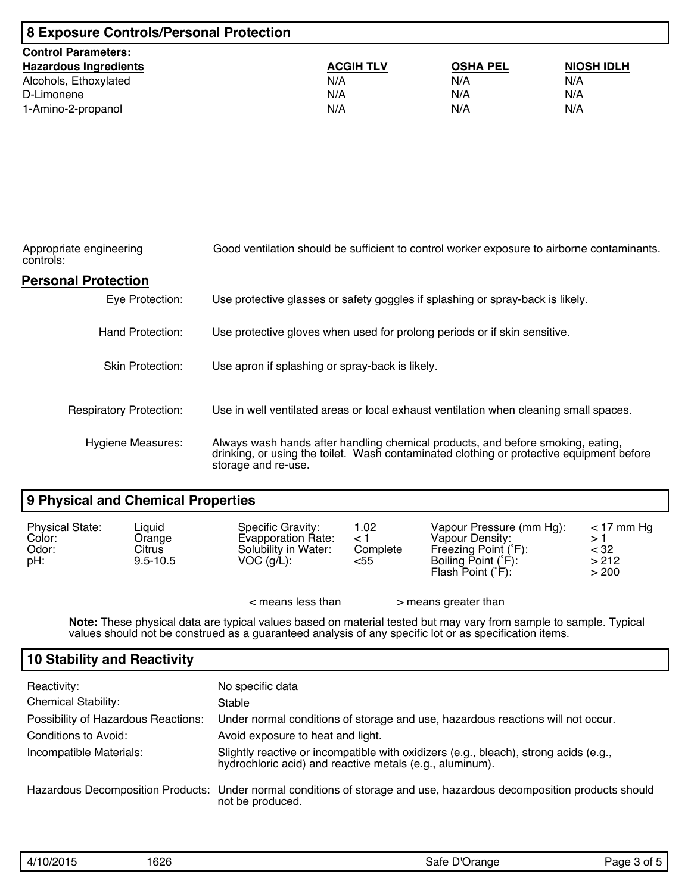## 8 Exposure Controls/Personal Protection

**Control Parameters:**

| Hazardous Ingredients | ACGIH TLV | OSHA PEL | NIOSH IDLH |
|---|---|---|---|
| Alcohols, Ethoxylated | N/A | N/A | N/A |
| D-Limonene | N/A | N/A | N/A |
| 1-Amino-2-propanol | N/A | N/A | N/A |

Appropriate engineering controls: Good ventilation should be sufficient to control worker exposure to airborne contaminants.

### Personal Protection

| | |
|---|---|
| Eye Protection: | Use protective glasses or safety goggles if splashing or spray-back is likely. |
| Hand Protection: | Use protective gloves when used for prolong periods or if skin sensitive. |
| Skin Protection: | Use apron if splashing or spray-back is likely. |
| Respiratory Protection: | Use in well ventilated areas or local exhaust ventilation when cleaning small spaces. |
| Hygiene Measures: | Always wash hands after handling chemical products, and before smoking, eating, drinking, or using the toilet. Wash contaminated clothing or protective equipment before storage and re-use. |

## 9 Physical and Chemical Properties

| | | | | | |
|---|---|---|---|---|---|
| Physical State: | Liquid | Specific Gravity: | 1.02 | Vapour Pressure (mm Hg): | < 17 mm Hg |
| Color: | Orange | Evapporation Rate: | < 1 | Vapour Density: | > 1 |
| Odor: | Citrus | Solubility in Water: | Complete | Freezing Point (˚F): | < 32 |
| pH: | 9.5-10.5 | VOC (g/L): | <55 | Boiling Point (˚F): | > 212 |
| | | | | Flash Point (˚F): | > 200 |

< means less than > means greater than

**Note:** These physical data are typical values based on material tested but may vary from sample to sample. Typical values should not be construed as a guaranteed analysis of any specific lot or as specification items.

## 10 Stability and Reactivity

| | |
|---|---|
| Reactivity: | No specific data |
| Chemical Stability: | Stable |
| Possibility of Hazardous Reactions: | Under normal conditions of storage and use, hazardous reactions will not occur. |
| Conditions to Avoid: | Avoid exposure to heat and light. |
| Incompatible Materials: | Slightly reactive or incompatible with oxidizers (e.g., bleach), strong acids (e.g., hydrochloric acid) and reactive metals (e.g., aluminum). |
| Hazardous Decomposition Products: | Under normal conditions of storage and use, hazardous decomposition products should not be produced. |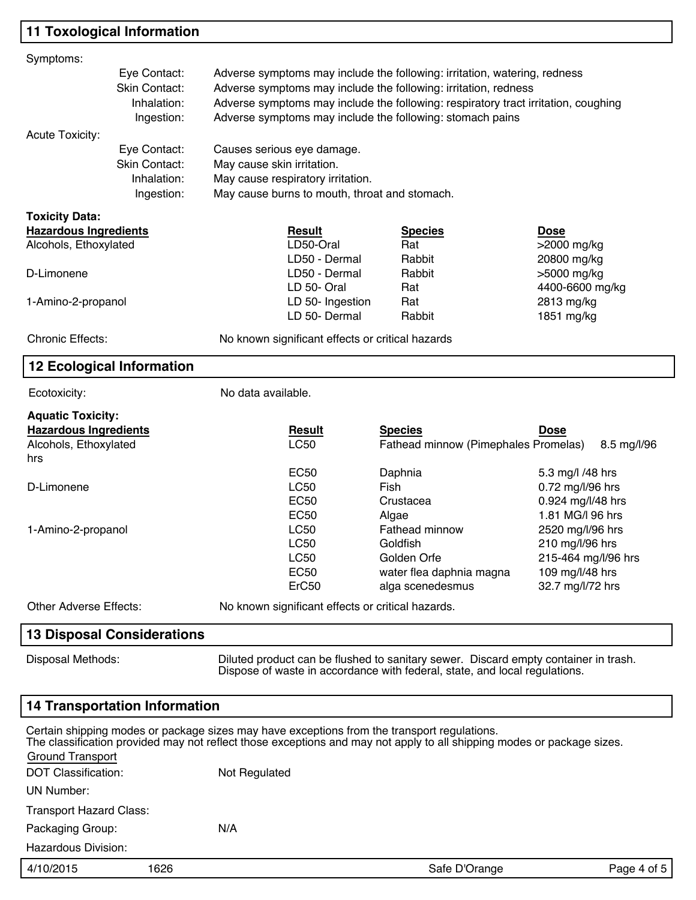## 11 Toxological Information

Symptoms:

| | |
|---|---|
| Eye Contact: | Adverse symptoms may include the following: irritation, watering, redness |
| Skin Contact: | Adverse symptoms may include the following: irritation, redness |
| Inhalation: | Adverse symptoms may include the following: respiratory tract irritation, coughing |
| Ingestion: | Adverse symptoms may include the following: stomach pains |

Acute Toxicity:

| | |
|---|---|
| Eye Contact: | Causes serious eye damage. |
| Skin Contact: | May cause skin irritation. |
| Inhalation: | May cause respiratory irritation. |
| Ingestion: | May cause burns to mouth, throat and stomach. |

**Toxicity Data:**

| Hazardous Ingredients | Result | Species | Dose |
|---|---|---|---|
| Alcohols, Ethoxylated | LD50-Oral | Rat | >2000 mg/kg |
| | LD50 - Dermal | Rabbit | 20800 mg/kg |
| D-Limonene | LD50 - Dermal | Rabbit | >5000 mg/kg |
| | LD 50- Oral | Rat | 4400-6600 mg/kg |
| 1-Amino-2-propanol | LD 50- Ingestion | Rat | 2813 mg/kg |
| | LD 50- Dermal | Rabbit | 1851 mg/kg |

Chronic Effects: No known significant effects or critical hazards

## 12 Ecological Information

Ecotoxicity: No data available.

**Aquatic Toxicity:**

| Hazardous Ingredients | Result | Species | Dose |
|---|---|---|---|
| Alcohols, Ethoxylated | LC50 | Fathead minnow (Pimephales Promelas) | 8.5 mg/l/96 hrs |
| | EC50 | Daphnia | 5.3 mg/l /48 hrs |
| D-Limonene | LC50 | Fish | 0.72 mg/l/96 hrs |
| | EC50 | Crustacea | 0.924 mg/l/48 hrs |
| | EC50 | Algae | 1.81 MG/l 96 hrs |
| 1-Amino-2-propanol | LC50 | Fathead minnow | 2520 mg/l/96 hrs |
| | LC50 | Goldfish | 210 mg/l/96 hrs |
| | LC50 | Golden Orfe | 215-464 mg/l/96 hrs |
| | EC50 | water flea daphnia magna | 109 mg/l/48 hrs |
| | ErC50 | alga scenedesmus | 32.7 mg/l/72 hrs |

Other Adverse Effects: No known significant effects or critical hazards.

## 13 Disposal Considerations

Disposal Methods: Diluted product can be flushed to sanitary sewer. Discard empty container in trash. Dispose of waste in accordance with federal, state, and local regulations.

## 14 Transportation Information

Certain shipping modes or package sizes may have exceptions from the transport regulations.
The classification provided may not reflect those exceptions and may not apply to all shipping modes or package sizes.

Ground Transport

| | |
|---|---|
| DOT Classification: | Not Regulated |
| UN Number: | |
| Transport Hazard Class: | |
| Packaging Group: | N/A |
| Hazardous Division: | |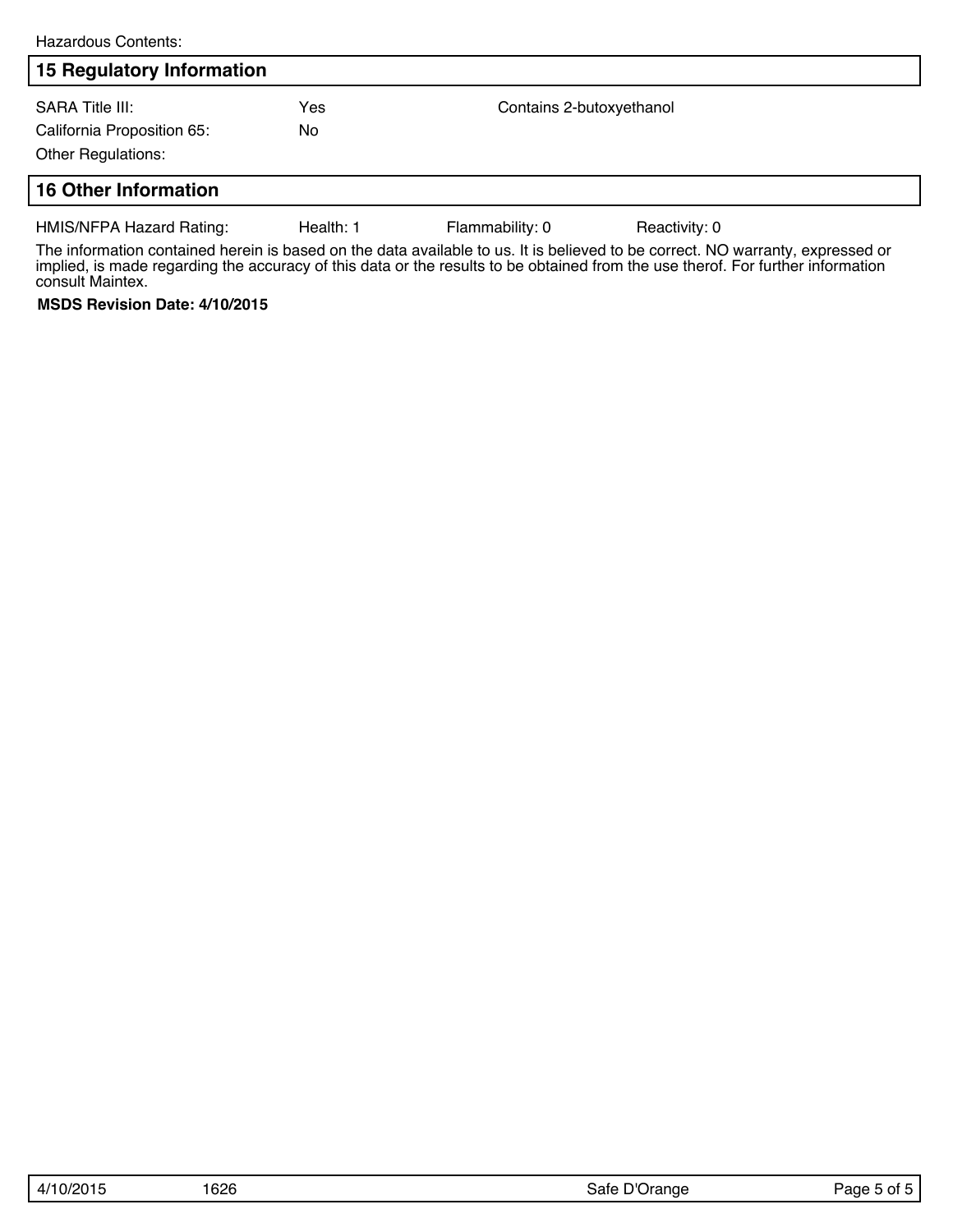Hazardous Contents:

## 15 Regulatory Information

| | | |
|---|---|---|
| SARA Title III: | Yes | Contains 2-butoxyethanol |
| California Proposition 65: | No | |
| Other Regulations: | | |

## 16 Other Information

| | | | |
|---|---|---|---|
| HMIS/NFPA Hazard Rating: | Health: 1 | Flammability: 0 | Reactivity: 0 |

The information contained herein is based on the data available to us. It is believed to be correct. NO warranty, expressed or implied, is made regarding the accuracy of this data or the results to be obtained from the use therof. For further information consult Maintex.

**MSDS Revision Date: 4/10/2015**